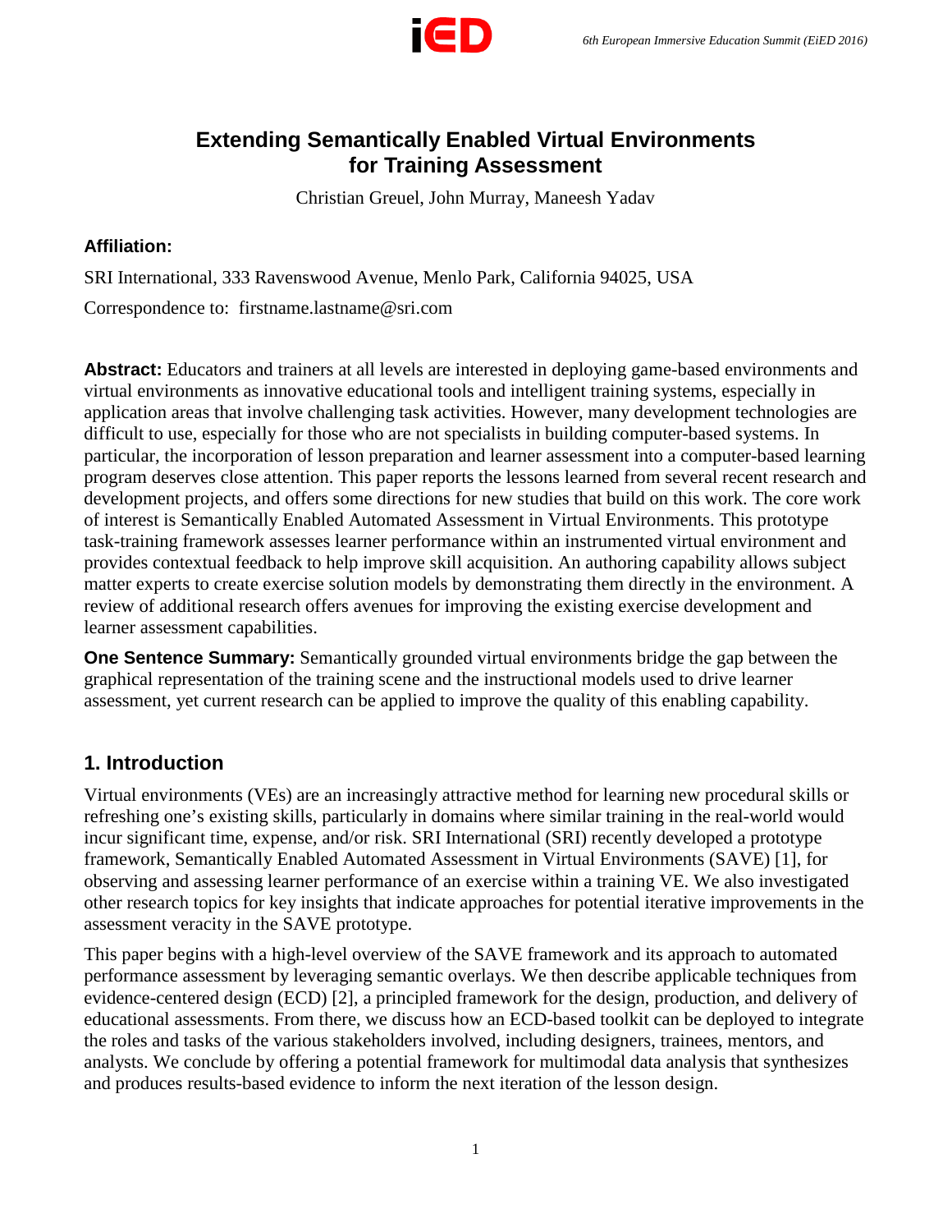# Extending Semantically Enabled Virtual Environments for Training Assessment

Christian Greuel, John Murray, Maneesh Yadav

**Affiliation:**

SRI International, 333 Ravenswood Avenue, Menlo Park, California 94025, USA

Correspondence to: firstname.lastname@sri.com

**Abstract:** Educators and trainers at all levels are interested in deploying game-based environments and virtual environments as innovative educational tools and intelligent training systems, especially in application areas that involve challenging task activities. However, many development technologies are difficult to use, especially for those who are not specialists in building computer-based systems. In particular, the incorporation of lesson preparation and learner assessment into a computer-based learning program deserves close attention. This paper reports the lessons learned from several recent research and development projects, and offers some directions for new studies that build on this work. The core work of interest is Semantically Enabled Automated Assessment in Virtual Environments. This prototype task-training framework assesses learner performance within an instrumented virtual environment and provides contextual feedback to help improve skill acquisition. An authoring capability allows subject matter experts to create exercise solution models by demonstrating them directly in the environment. A review of additional research offers avenues for improving the existing exercise development and learner assessment capabilities.

**One Sentence Summary:** Semantically grounded virtual environments bridge the gap between the graphical representation of the training scene and the instructional models used to drive learner assessment, yet current research can be applied to improve the quality of this enabling capability.

## 1. Introduction

Virtual environments (VEs) are an increasingly attractive method for learning new procedural skills or refreshing one's existing skills, particularly in domains where similar training in the real-world would incur significant time, expense, and/or risk. SRI International (SRI) recently developed a prototype framework, Semantically Enabled Automated Assessment in Virtual Environments (SAVE) [1], for observing and assessing learner performance of an exercise within a training VE. We also investigated other research topics for key insights that indicate approaches for potential iterative improvements in the assessment veracity in the SAVE prototype.

This paper begins with a high-level overview of the SAVE framework and its approach to automated performance assessment by leveraging semantic overlays. We then describe applicable techniques from evidence-centered design (ECD) [2], a principled framework for the design, production, and delivery of educational assessments. From there, we discuss how an ECD-based toolkit can be deployed to integrate the roles and tasks of the various stakeholders involved, including designers, trainees, mentors, and analysts. We conclude by offering a potential framework for multimodal data analysis that synthesizes and produces results-based evidence to inform the next iteration of the lesson design.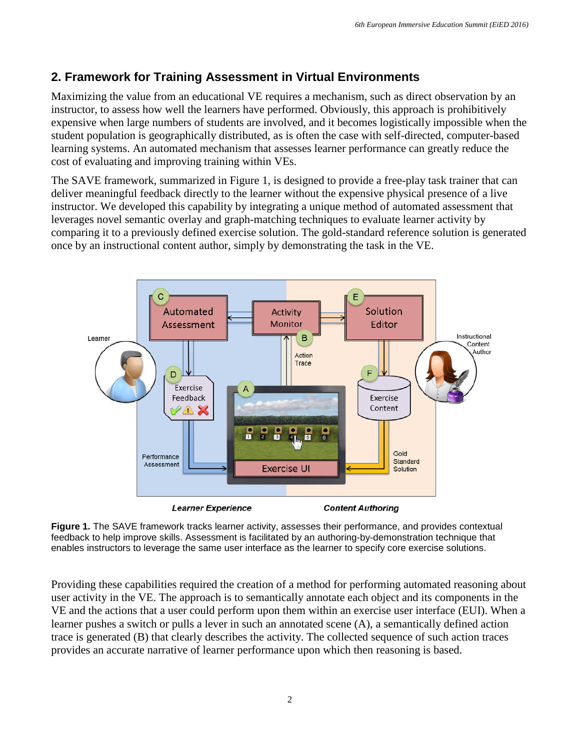## 2. Framework for Training Assessment in Virtual Environments

Maximizing the value from an educational VE requires a mechanism, such as direct observation by an instructor, to assess how well the learners have performed. Obviously, this approach is prohibitively expensive when large numbers of students are involved, and it becomes logistically impossible when the student population is geographically distributed, as is often the case with self-directed, computer-based learning systems. An automated mechanism that assesses learner performance can greatly reduce the cost of evaluating and improving training within VEs.

The SAVE framework, summarized in Figure 1, is designed to provide a free-play task trainer that can deliver meaningful feedback directly to the learner without the expensive physical presence of a live instructor. We developed this capability by integrating a unique method of automated assessment that leverages novel semantic overlay and graph-matching techniques to evaluate learner activity by comparing it to a previously defined exercise solution. The gold-standard reference solution is generated once by an instructional content author, simply by demonstrating the task in the VE.

C
Automated Assessment
Activity Monitor
B
E
Solution Editor
Learner
Instructional Content Author
Action Trace
D
Exercise Feedback
A
F
Exercise Content
Performance Assessment
Exercise UI
Gold Standard Solution
Learner Experience
Content Authoring

**Figure 1.** The SAVE framework tracks learner activity, assesses their performance, and provides contextual feedback to help improve skills. Assessment is facilitated by an authoring-by-demonstration technique that enables instructors to leverage the same user interface as the learner to specify core exercise solutions.

Providing these capabilities required the creation of a method for performing automated reasoning about user activity in the VE. The approach is to semantically annotate each object and its components in the VE and the actions that a user could perform upon them within an exercise user interface (EUI). When a learner pushes a switch or pulls a lever in such an annotated scene (A), a semantically defined action trace is generated (B) that clearly describes the activity. The collected sequence of such action traces provides an accurate narrative of learner performance upon which then reasoning is based.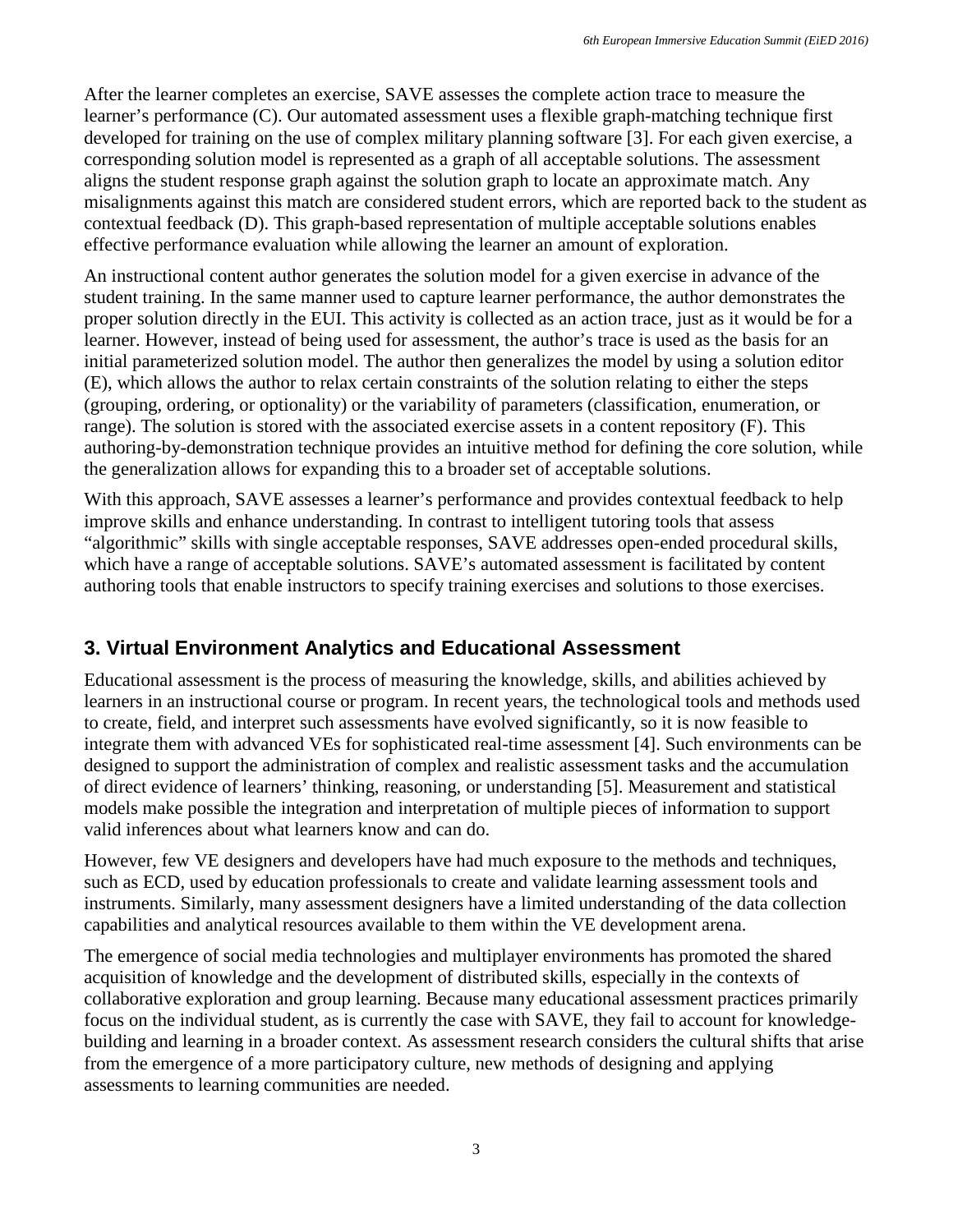After the learner completes an exercise, SAVE assesses the complete action trace to measure the learner's performance (C). Our automated assessment uses a flexible graph-matching technique first developed for training on the use of complex military planning software [3]. For each given exercise, a corresponding solution model is represented as a graph of all acceptable solutions. The assessment aligns the student response graph against the solution graph to locate an approximate match. Any misalignments against this match are considered student errors, which are reported back to the student as contextual feedback (D). This graph-based representation of multiple acceptable solutions enables effective performance evaluation while allowing the learner an amount of exploration.

An instructional content author generates the solution model for a given exercise in advance of the student training. In the same manner used to capture learner performance, the author demonstrates the proper solution directly in the EUI. This activity is collected as an action trace, just as it would be for a learner. However, instead of being used for assessment, the author's trace is used as the basis for an initial parameterized solution model. The author then generalizes the model by using a solution editor (E), which allows the author to relax certain constraints of the solution relating to either the steps (grouping, ordering, or optionality) or the variability of parameters (classification, enumeration, or range). The solution is stored with the associated exercise assets in a content repository (F). This authoring-by-demonstration technique provides an intuitive method for defining the core solution, while the generalization allows for expanding this to a broader set of acceptable solutions.

With this approach, SAVE assesses a learner's performance and provides contextual feedback to help improve skills and enhance understanding. In contrast to intelligent tutoring tools that assess "algorithmic" skills with single acceptable responses, SAVE addresses open-ended procedural skills, which have a range of acceptable solutions. SAVE's automated assessment is facilitated by content authoring tools that enable instructors to specify training exercises and solutions to those exercises.

## 3. Virtual Environment Analytics and Educational Assessment

Educational assessment is the process of measuring the knowledge, skills, and abilities achieved by learners in an instructional course or program. In recent years, the technological tools and methods used to create, field, and interpret such assessments have evolved significantly, so it is now feasible to integrate them with advanced VEs for sophisticated real-time assessment [4]. Such environments can be designed to support the administration of complex and realistic assessment tasks and the accumulation of direct evidence of learners' thinking, reasoning, or understanding [5]. Measurement and statistical models make possible the integration and interpretation of multiple pieces of information to support valid inferences about what learners know and can do.

However, few VE designers and developers have had much exposure to the methods and techniques, such as ECD, used by education professionals to create and validate learning assessment tools and instruments. Similarly, many assessment designers have a limited understanding of the data collection capabilities and analytical resources available to them within the VE development arena.

The emergence of social media technologies and multiplayer environments has promoted the shared acquisition of knowledge and the development of distributed skills, especially in the contexts of collaborative exploration and group learning. Because many educational assessment practices primarily focus on the individual student, as is currently the case with SAVE, they fail to account for knowledge-building and learning in a broader context. As assessment research considers the cultural shifts that arise from the emergence of a more participatory culture, new methods of designing and applying assessments to learning communities are needed.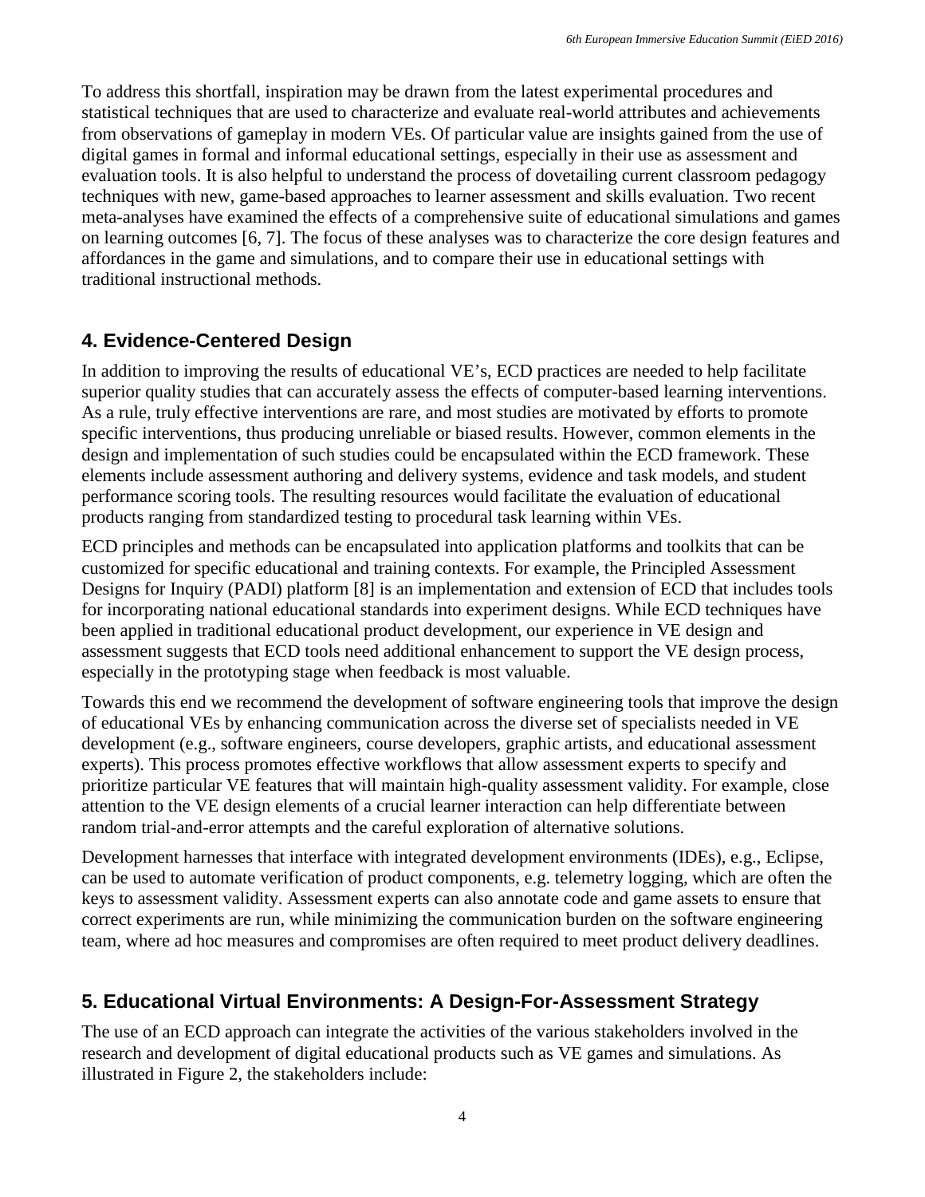To address this shortfall, inspiration may be drawn from the latest experimental procedures and statistical techniques that are used to characterize and evaluate real-world attributes and achievements from observations of gameplay in modern VEs. Of particular value are insights gained from the use of digital games in formal and informal educational settings, especially in their use as assessment and evaluation tools. It is also helpful to understand the process of dovetailing current classroom pedagogy techniques with new, game-based approaches to learner assessment and skills evaluation. Two recent meta-analyses have examined the effects of a comprehensive suite of educational simulations and games on learning outcomes [6, 7]. The focus of these analyses was to characterize the core design features and affordances in the game and simulations, and to compare their use in educational settings with traditional instructional methods.

## 4. Evidence-Centered Design

In addition to improving the results of educational VE's, ECD practices are needed to help facilitate superior quality studies that can accurately assess the effects of computer-based learning interventions. As a rule, truly effective interventions are rare, and most studies are motivated by efforts to promote specific interventions, thus producing unreliable or biased results. However, common elements in the design and implementation of such studies could be encapsulated within the ECD framework. These elements include assessment authoring and delivery systems, evidence and task models, and student performance scoring tools. The resulting resources would facilitate the evaluation of educational products ranging from standardized testing to procedural task learning within VEs.

ECD principles and methods can be encapsulated into application platforms and toolkits that can be customized for specific educational and training contexts. For example, the Principled Assessment Designs for Inquiry (PADI) platform [8] is an implementation and extension of ECD that includes tools for incorporating national educational standards into experiment designs. While ECD techniques have been applied in traditional educational product development, our experience in VE design and assessment suggests that ECD tools need additional enhancement to support the VE design process, especially in the prototyping stage when feedback is most valuable.

Towards this end we recommend the development of software engineering tools that improve the design of educational VEs by enhancing communication across the diverse set of specialists needed in VE development (e.g., software engineers, course developers, graphic artists, and educational assessment experts). This process promotes effective workflows that allow assessment experts to specify and prioritize particular VE features that will maintain high-quality assessment validity. For example, close attention to the VE design elements of a crucial learner interaction can help differentiate between random trial-and-error attempts and the careful exploration of alternative solutions.

Development harnesses that interface with integrated development environments (IDEs), e.g., Eclipse, can be used to automate verification of product components, e.g. telemetry logging, which are often the keys to assessment validity. Assessment experts can also annotate code and game assets to ensure that correct experiments are run, while minimizing the communication burden on the software engineering team, where ad hoc measures and compromises are often required to meet product delivery deadlines.

## 5. Educational Virtual Environments: A Design-For-Assessment Strategy

The use of an ECD approach can integrate the activities of the various stakeholders involved in the research and development of digital educational products such as VE games and simulations. As illustrated in Figure 2, the stakeholders include: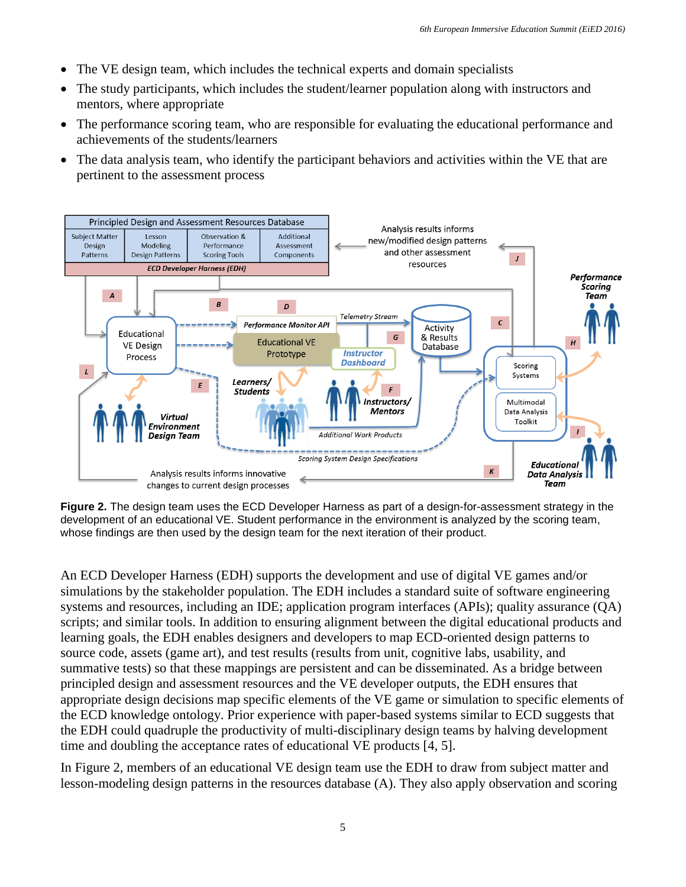- The VE design team, which includes the technical experts and domain specialists
- The study participants, which includes the student/learner population along with instructors and mentors, where appropriate
- The performance scoring team, who are responsible for evaluating the educational performance and achievements of the students/learners
- The data analysis team, who identify the participant behaviors and activities within the VE that are pertinent to the assessment process

**Figure 2.** The design team uses the ECD Developer Harness as part of a design-for-assessment strategy in the development of an educational VE. Student performance in the environment is analyzed by the scoring team, whose findings are then used by the design team for the next iteration of their product.

An ECD Developer Harness (EDH) supports the development and use of digital VE games and/or simulations by the stakeholder population. The EDH includes a standard suite of software engineering systems and resources, including an IDE; application program interfaces (APIs); quality assurance (QA) scripts; and similar tools. In addition to ensuring alignment between the digital educational products and learning goals, the EDH enables designers and developers to map ECD-oriented design patterns to source code, assets (game art), and test results (results from unit, cognitive labs, usability, and summative tests) so that these mappings are persistent and can be disseminated. As a bridge between principled design and assessment resources and the VE developer outputs, the EDH ensures that appropriate design decisions map specific elements of the VE game or simulation to specific elements of the ECD knowledge ontology. Prior experience with paper-based systems similar to ECD suggests that the EDH could quadruple the productivity of multi-disciplinary design teams by halving development time and doubling the acceptance rates of educational VE products [4, 5].

In Figure 2, members of an educational VE design team use the EDH to draw from subject matter and lesson-modeling design patterns in the resources database (A). They also apply observation and scoring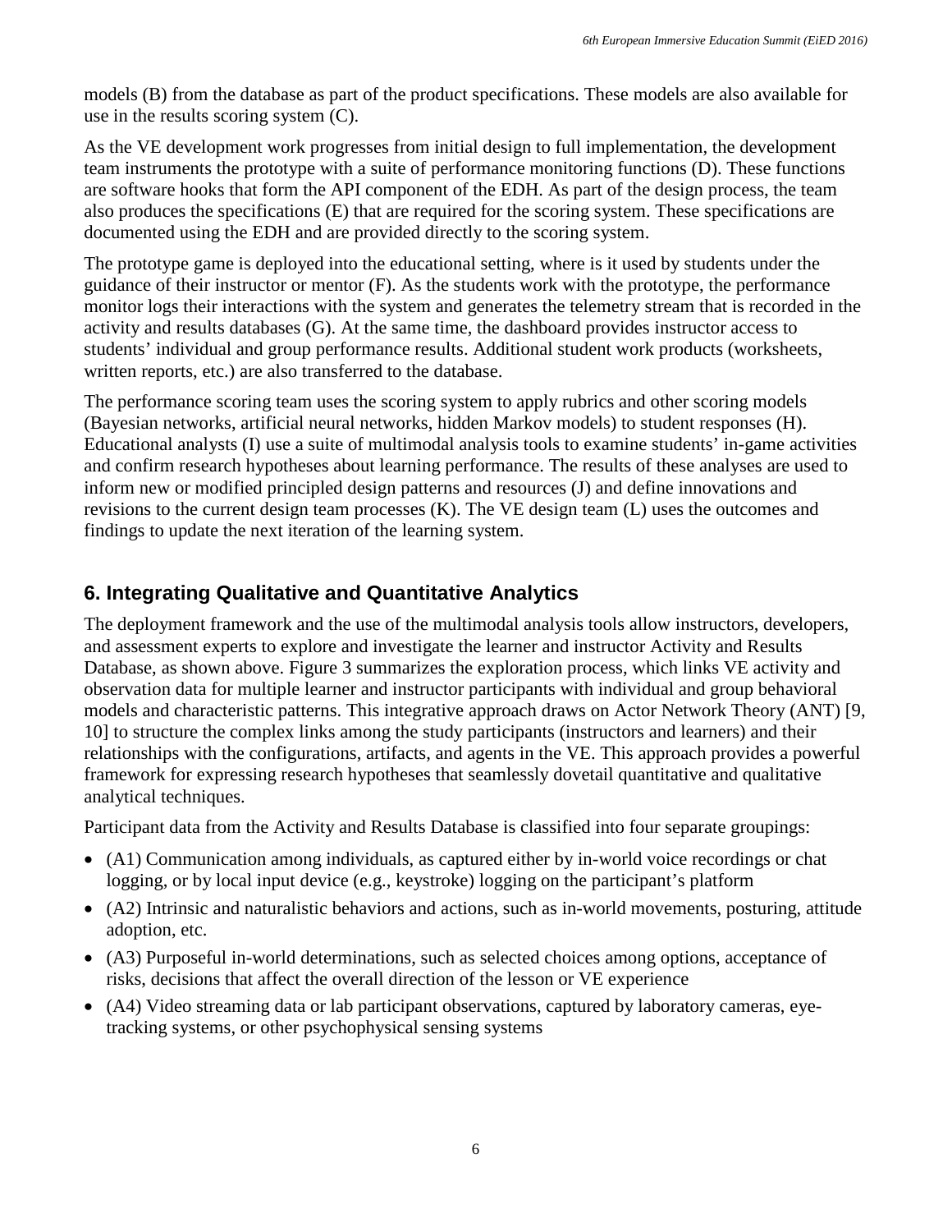models (B) from the database as part of the product specifications. These models are also available for use in the results scoring system (C).

As the VE development work progresses from initial design to full implementation, the development team instruments the prototype with a suite of performance monitoring functions (D). These functions are software hooks that form the API component of the EDH. As part of the design process, the team also produces the specifications (E) that are required for the scoring system. These specifications are documented using the EDH and are provided directly to the scoring system.

The prototype game is deployed into the educational setting, where is it used by students under the guidance of their instructor or mentor (F). As the students work with the prototype, the performance monitor logs their interactions with the system and generates the telemetry stream that is recorded in the activity and results databases (G). At the same time, the dashboard provides instructor access to students' individual and group performance results. Additional student work products (worksheets, written reports, etc.) are also transferred to the database.

The performance scoring team uses the scoring system to apply rubrics and other scoring models (Bayesian networks, artificial neural networks, hidden Markov models) to student responses (H). Educational analysts (I) use a suite of multimodal analysis tools to examine students' in-game activities and confirm research hypotheses about learning performance. The results of these analyses are used to inform new or modified principled design patterns and resources (J) and define innovations and revisions to the current design team processes (K). The VE design team (L) uses the outcomes and findings to update the next iteration of the learning system.

## 6. Integrating Qualitative and Quantitative Analytics

The deployment framework and the use of the multimodal analysis tools allow instructors, developers, and assessment experts to explore and investigate the learner and instructor Activity and Results Database, as shown above. Figure 3 summarizes the exploration process, which links VE activity and observation data for multiple learner and instructor participants with individual and group behavioral models and characteristic patterns. This integrative approach draws on Actor Network Theory (ANT) [9, 10] to structure the complex links among the study participants (instructors and learners) and their relationships with the configurations, artifacts, and agents in the VE. This approach provides a powerful framework for expressing research hypotheses that seamlessly dovetail quantitative and qualitative analytical techniques.

Participant data from the Activity and Results Database is classified into four separate groupings:

- (A1) Communication among individuals, as captured either by in-world voice recordings or chat logging, or by local input device (e.g., keystroke) logging on the participant's platform
- (A2) Intrinsic and naturalistic behaviors and actions, such as in-world movements, posturing, attitude adoption, etc.
- (A3) Purposeful in-world determinations, such as selected choices among options, acceptance of risks, decisions that affect the overall direction of the lesson or VE experience
- (A4) Video streaming data or lab participant observations, captured by laboratory cameras, eye-tracking systems, or other psychophysical sensing systems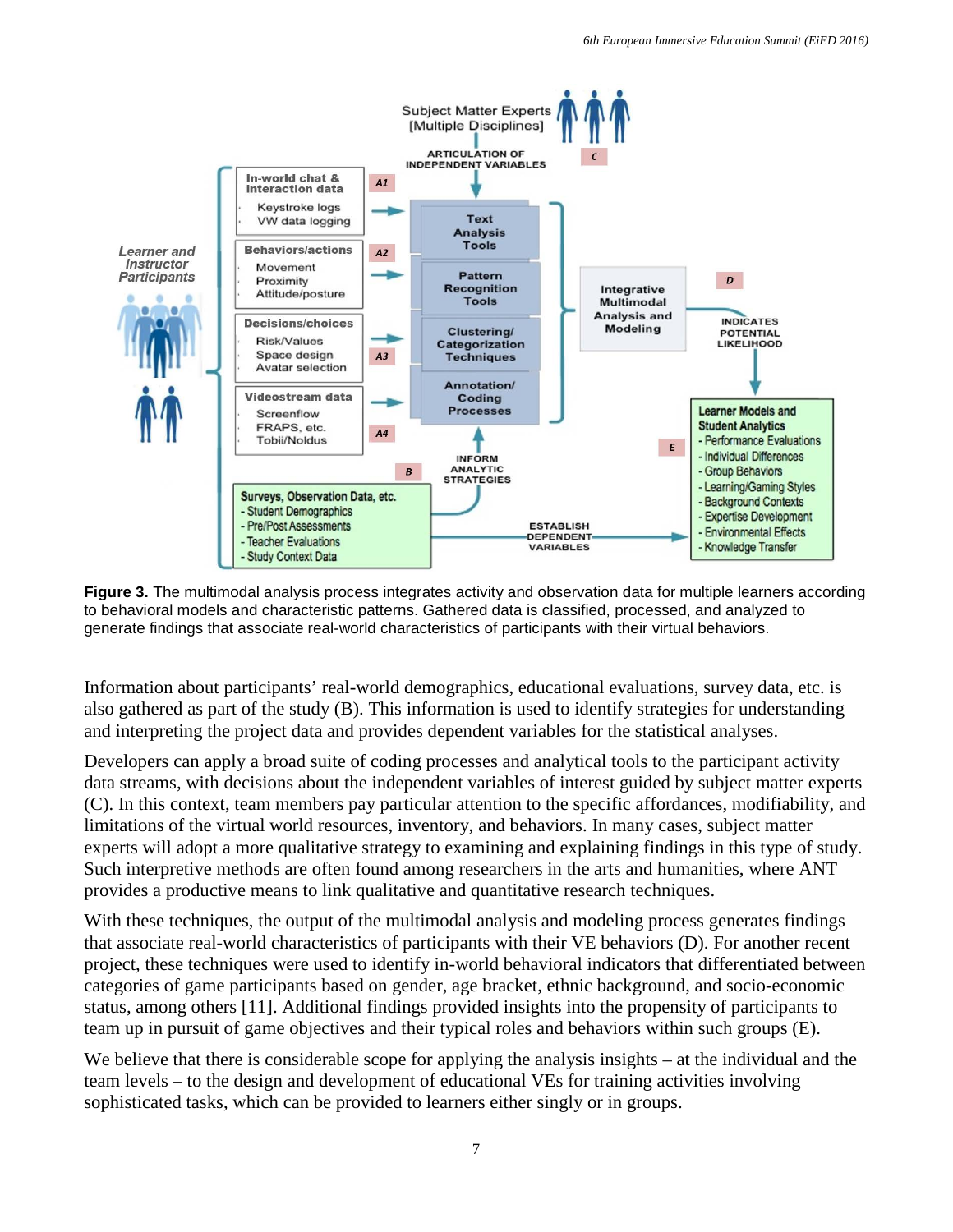Subject Matter Experts [Multiple Disciplines]

C

ARTICULATION OF INDEPENDENT VARIABLES

Learner and Instructor Participants

In-world chat & interaction data
- Keystroke logs
- VW data logging

A1

Behaviors/actions
- Movement
- Proximity
- Attitude/posture

A2

Decisions/choices
- Risk/Values
- Space design
- Avatar selection

A3

Videostream data
- Screenflow
- FRAPS, etc.
- Tobii/Noldus

A4

Text Analysis Tools

Pattern Recognition Tools

Clustering/ Categorization Techniques

Annotation/ Coding Processes

Integrative Multimodal Analysis and Modeling

D

INDICATES POTENTIAL LIKELIHOOD

Learner Models and Student Analytics
- Performance Evaluations
- Individual Differences
- Group Behaviors
- Learning/Gaming Styles
- Background Contexts
- Expertise Development
- Environmental Effects
- Knowledge Transfer

E

INFORM ANALYTIC STRATEGIES

B

Surveys, Observation Data, etc.
- Student Demographics
- Pre/Post Assessments
- Teacher Evaluations
- Study Context Data

ESTABLISH DEPENDENT VARIABLES

**Figure 3.** The multimodal analysis process integrates activity and observation data for multiple learners according to behavioral models and characteristic patterns. Gathered data is classified, processed, and analyzed to generate findings that associate real-world characteristics of participants with their virtual behaviors.

Information about participants' real-world demographics, educational evaluations, survey data, etc. is also gathered as part of the study (B). This information is used to identify strategies for understanding and interpreting the project data and provides dependent variables for the statistical analyses.

Developers can apply a broad suite of coding processes and analytical tools to the participant activity data streams, with decisions about the independent variables of interest guided by subject matter experts (C). In this context, team members pay particular attention to the specific affordances, modifiability, and limitations of the virtual world resources, inventory, and behaviors. In many cases, subject matter experts will adopt a more qualitative strategy to examining and explaining findings in this type of study. Such interpretive methods are often found among researchers in the arts and humanities, where ANT provides a productive means to link qualitative and quantitative research techniques.

With these techniques, the output of the multimodal analysis and modeling process generates findings that associate real-world characteristics of participants with their VE behaviors (D). For another recent project, these techniques were used to identify in-world behavioral indicators that differentiated between categories of game participants based on gender, age bracket, ethnic background, and socio-economic status, among others [11]. Additional findings provided insights into the propensity of participants to team up in pursuit of game objectives and their typical roles and behaviors within such groups (E).

We believe that there is considerable scope for applying the analysis insights – at the individual and the team levels – to the design and development of educational VEs for training activities involving sophisticated tasks, which can be provided to learners either singly or in groups.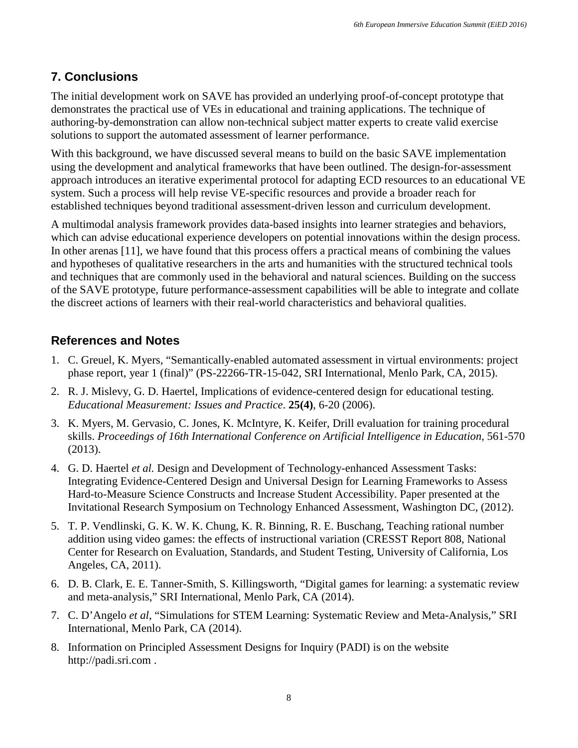## 7. Conclusions

The initial development work on SAVE has provided an underlying proof-of-concept prototype that demonstrates the practical use of VEs in educational and training applications. The technique of authoring-by-demonstration can allow non-technical subject matter experts to create valid exercise solutions to support the automated assessment of learner performance.

With this background, we have discussed several means to build on the basic SAVE implementation using the development and analytical frameworks that have been outlined. The design-for-assessment approach introduces an iterative experimental protocol for adapting ECD resources to an educational VE system. Such a process will help revise VE-specific resources and provide a broader reach for established techniques beyond traditional assessment-driven lesson and curriculum development.

A multimodal analysis framework provides data-based insights into learner strategies and behaviors, which can advise educational experience developers on potential innovations within the design process. In other arenas [11], we have found that this process offers a practical means of combining the values and hypotheses of qualitative researchers in the arts and humanities with the structured technical tools and techniques that are commonly used in the behavioral and natural sciences. Building on the success of the SAVE prototype, future performance-assessment capabilities will be able to integrate and collate the discreet actions of learners with their real-world characteristics and behavioral qualities.

## References and Notes

1. C. Greuel, K. Myers, "Semantically-enabled automated assessment in virtual environments: project phase report, year 1 (final)" (PS-22266-TR-15-042, SRI International, Menlo Park, CA, 2015).
2. R. J. Mislevy, G. D. Haertel, Implications of evidence-centered design for educational testing. *Educational Measurement: Issues and Practice*. **25(4)**, 6-20 (2006).
3. K. Myers, M. Gervasio, C. Jones, K. McIntyre, K. Keifer, Drill evaluation for training procedural skills. *Proceedings of 16th International Conference on Artificial Intelligence in Education*, 561-570 (2013).
4. G. D. Haertel *et al.* Design and Development of Technology-enhanced Assessment Tasks: Integrating Evidence-Centered Design and Universal Design for Learning Frameworks to Assess Hard-to-Measure Science Constructs and Increase Student Accessibility. Paper presented at the Invitational Research Symposium on Technology Enhanced Assessment, Washington DC, (2012).
5. T. P. Vendlinski, G. K. W. K. Chung, K. R. Binning, R. E. Buschang, Teaching rational number addition using video games: the effects of instructional variation (CRESST Report 808, National Center for Research on Evaluation, Standards, and Student Testing, University of California, Los Angeles, CA, 2011).
6. D. B. Clark, E. E. Tanner-Smith, S. Killingsworth, "Digital games for learning: a systematic review and meta-analysis," SRI International, Menlo Park, CA (2014).
7. C. D'Angelo *et al*, "Simulations for STEM Learning: Systematic Review and Meta-Analysis," SRI International, Menlo Park, CA (2014).
8. Information on Principled Assessment Designs for Inquiry (PADI) is on the website http://padi.sri.com .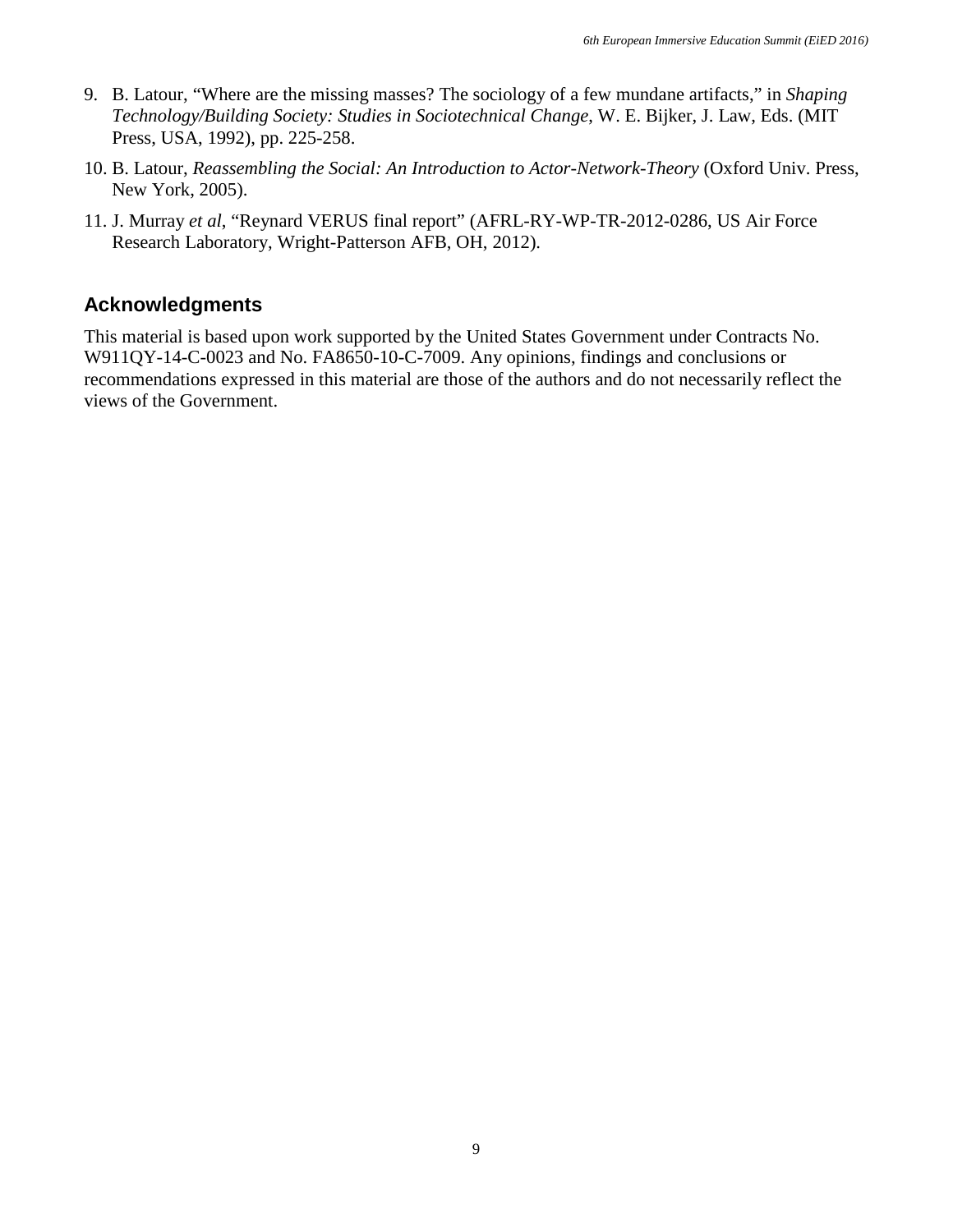9. B. Latour, “Where are the missing masses? The sociology of a few mundane artifacts,” in *Shaping Technology/Building Society: Studies in Sociotechnical Change*, W. E. Bijker, J. Law, Eds. (MIT Press, USA, 1992), pp. 225-258.
10. B. Latour, *Reassembling the Social: An Introduction to Actor-Network-Theory* (Oxford Univ. Press, New York, 2005).
11. J. Murray *et al*, “Reynard VERUS final report” (AFRL-RY-WP-TR-2012-0286, US Air Force Research Laboratory, Wright-Patterson AFB, OH, 2012).

## Acknowledgments

This material is based upon work supported by the United States Government under Contracts No. W911QY-14-C-0023 and No. FA8650-10-C-7009. Any opinions, findings and conclusions or recommendations expressed in this material are those of the authors and do not necessarily reflect the views of the Government.